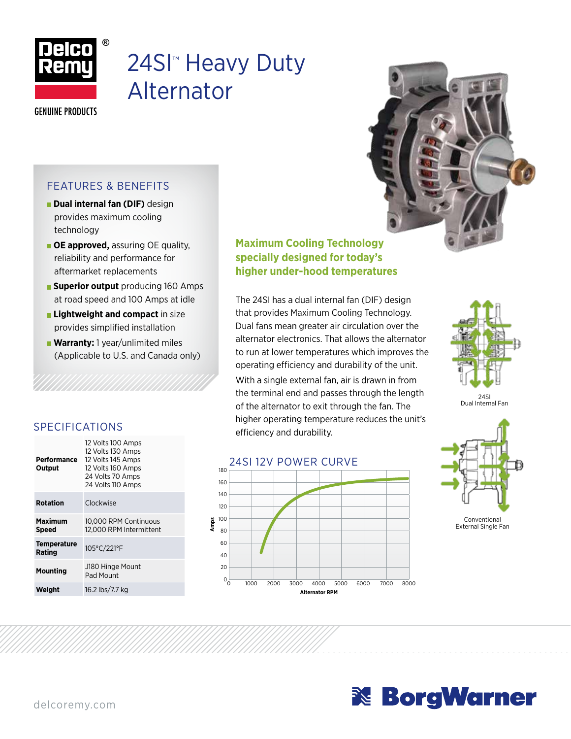# 24SI™ Heavy Duty Alternator

Delco Remy®

GENUINE PRODUCTS

## FEATURES & BENEFITS

- **Dual internal fan (DIF)** design provides maximum cooling technology
- **OE approved,** assuring OE quality, reliability and performance for aftermarket replacements
- **Superior output** producing 160 Amps at road speed and 100 Amps at idle
- **Lightweight and compact** in size provides simplified installation
- **Warranty:** 1 year/unlimited miles (Applicable to U.S. and Canada only)

## Maximum Cooling Technology specially designed for today's higher under-hood temperatures

The 24SI has a dual internal fan (DIF) design that provides Maximum Cooling Technology. Dual fans mean greater air circulation over the alternator electronics. That allows the alternator to run at lower temperatures which improves the operating efficiency and durability of the unit.

With a single external fan, air is drawn in from the terminal end and passes through the length of the alternator to exit through the fan. The higher operating temperature reduces the unit's efficiency and durability.

24SI Dual Internal Fan

Conventional External Single Fan

## SPECIFICATIONS

| | |
|---|---|
| **Performance Output** | 12 Volts 100 Amps<br>12 Volts 130 Amps<br>12 Volts 145 Amps<br>12 Volts 160 Amps<br>24 Volts 70 Amps<br>24 Volts 110 Amps |
| **Rotation** | Clockwise |
| **Maximum Speed** | 10,000 RPM Continuous<br>12,000 RPM Intermittent |
| **Temperature Rating** | 105°C/221°F |
| **Mounting** | J180 Hinge Mount<br>Pad Mount |
| **Weight** | 16.2 lbs/7.7 kg |

## 24SI 12V POWER CURVE

Amps (0–180) vs. Alternator RPM (0–8000)

delcoremy.com

BorgWarner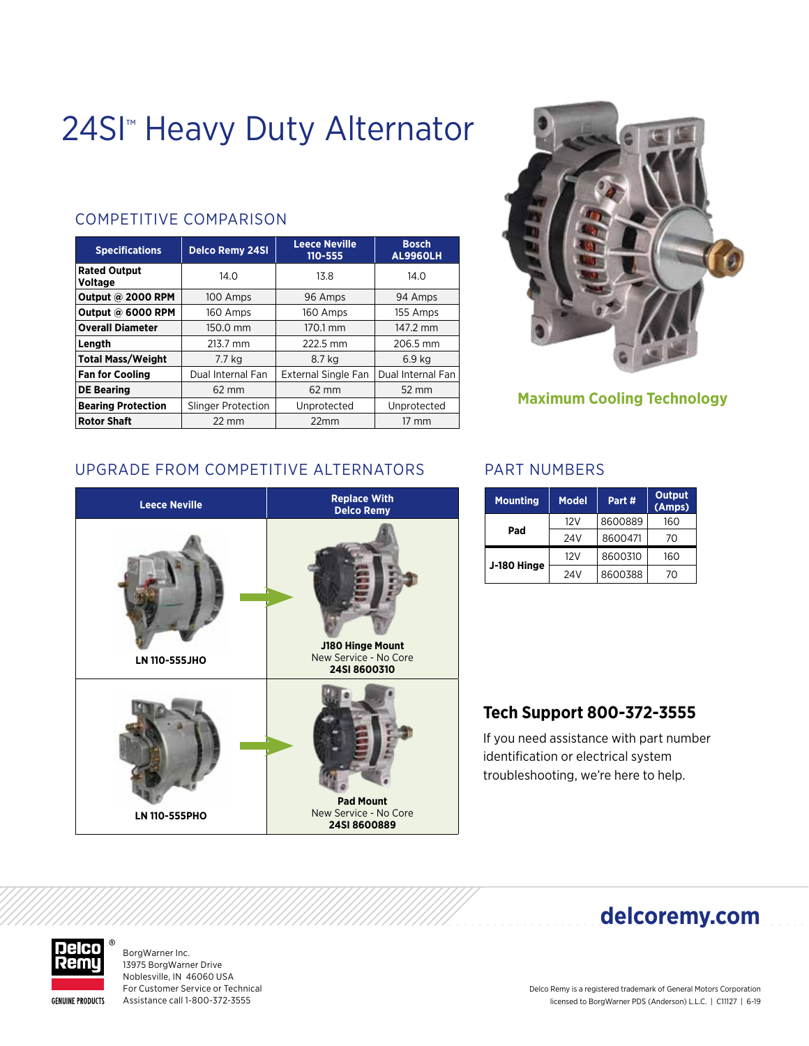# 24SI™ Heavy Duty Alternator

## COMPETITIVE COMPARISON

| Specifications | Delco Remy 24SI | Leece Neville 110-555 | Bosch AL9960LH |
|---|---|---|---|
| Rated Output Voltage | 14.0 | 13.8 | 14.0 |
| Output @ 2000 RPM | 100 Amps | 96 Amps | 94 Amps |
| Output @ 6000 RPM | 160 Amps | 160 Amps | 155 Amps |
| Overall Diameter | 150.0 mm | 170.1 mm | 147.2 mm |
| Length | 213.7 mm | 222.5 mm | 206.5 mm |
| Total Mass/Weight | 7.7 kg | 8.7 kg | 6.9 kg |
| Fan for Cooling | Dual Internal Fan | External Single Fan | Dual Internal Fan |
| DE Bearing | 62 mm | 62 mm | 52 mm |
| Bearing Protection | Slinger Protection | Unprotected | Unprotected |
| Rotor Shaft | 22 mm | 22mm | 17 mm |

**Maximum Cooling Technology**

## UPGRADE FROM COMPETITIVE ALTERNATORS

| Leece Neville | Replace With Delco Remy |
|---|---|
| **LN 110-555JHO** | **J180 Hinge Mount** New Service - No Core **24SI 8600310** |
| **LN 110-555PHO** | **Pad Mount** New Service - No Core **24SI 8600889** |

## PART NUMBERS

| Mounting | Model | Part # | Output (Amps) |
|---|---|---|---|
| Pad | 12V | 8600889 | 160 |
| | 24V | 8600471 | 70 |
| J-180 Hinge | 12V | 8600310 | 160 |
| | 24V | 8600388 | 70 |

## Tech Support 800-372-3555

If you need assistance with part number identification or electrical system troubleshooting, we're here to help.

**delcoremy.com**

Delco Remy® GENUINE PRODUCTS

BorgWarner Inc.
13975 BorgWarner Drive
Noblesville, IN 46060 USA
For Customer Service or Technical Assistance call 1-800-372-3555

Delco Remy is a registered trademark of General Motors Corporation licensed to BorgWarner PDS (Anderson) L.L.C. | C11127 | 6-19